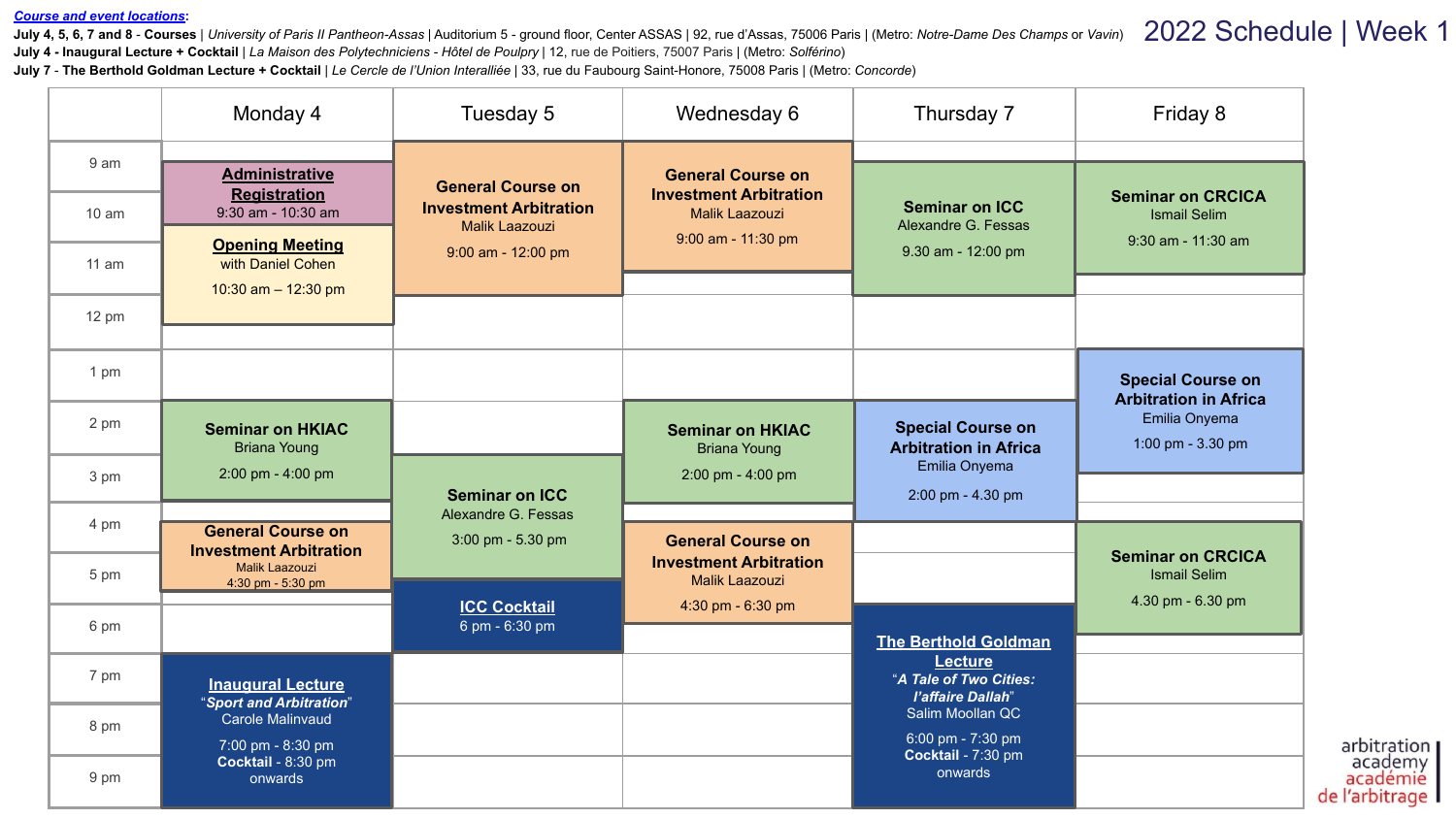**[Course and event locations](#):**

**July 4, 5, 6, 7 and 8 - Courses** | *University of Paris II Pantheon-Assas* | Auditorium 5 - ground floor, Center ASSAS | 92, rue d'Assas, 75006 Paris | (Metro: *Notre-Dame Des Champs* or *Vavin*)

**July 4 - Inaugural Lecture + Cocktail** | *La Maison des Polytechniciens - Hôtel de Poulpry* | 12, rue de Poitiers, 75007 Paris | (Metro: *Solférino*)

**July 7 - The Berthold Goldman Lecture + Cocktail** | *Le Cercle de l'Union Interalliée* | 33, rue du Faubourg Saint-Honore, 75008 Paris | (Metro: *Concorde*)

# 2022 Schedule | Week 1

| | Monday 4 | Tuesday 5 | Wednesday 6 | Thursday 7 | Friday 8 |
|---|---|---|---|---|---|
| Morning | **Administrative Registration** 9:30 am - 10:30 am<br>**Opening Meeting** with Daniel Cohen 10:30 am – 12:30 pm | **General Course on Investment Arbitration** Malik Laazouzi 9:00 am - 12:00 pm | **General Course on Investment Arbitration** Malik Laazouzi 9:00 am - 11:30 pm | **Seminar on ICC** Alexandre G. Fessas 9.30 am - 12:00 pm | **Seminar on CRCICA** Ismail Selim 9:30 am - 11:30 am |
| Afternoon | **Seminar on HKIAC** Briana Young 2:00 pm - 4:00 pm<br>**General Course on Investment Arbitration** Malik Laazouzi 4:30 pm - 5:30 pm | **Seminar on ICC** Alexandre G. Fessas 3:00 pm - 5.30 pm<br>**ICC Cocktail** 6 pm - 6:30 pm | **Seminar on HKIAC** Briana Young 2:00 pm - 4:00 pm<br>**General Course on Investment Arbitration** Malik Laazouzi 4:30 pm - 6:30 pm | **Special Course on Arbitration in Africa** Emilia Onyema 2:00 pm - 4.30 pm | **Special Course on Arbitration in Africa** Emilia Onyema 1:00 pm - 3.30 pm<br>**Seminar on CRCICA** Ismail Selim 4.30 pm - 6.30 pm |
| Evening | **Inaugural Lecture** "***Sport and Arbitration***" Carole Malinvaud 7:00 pm - 8:30 pm **Cocktail** - 8:30 pm onwards | | | **The Berthold Goldman Lecture** "***A Tale of Two Cities: l'affaire Dallah***" Salim Moollan QC 6:00 pm - 7:30 pm **Cocktail** - 7:30 pm onwards | |

arbitration academy
académie de l'arbitrage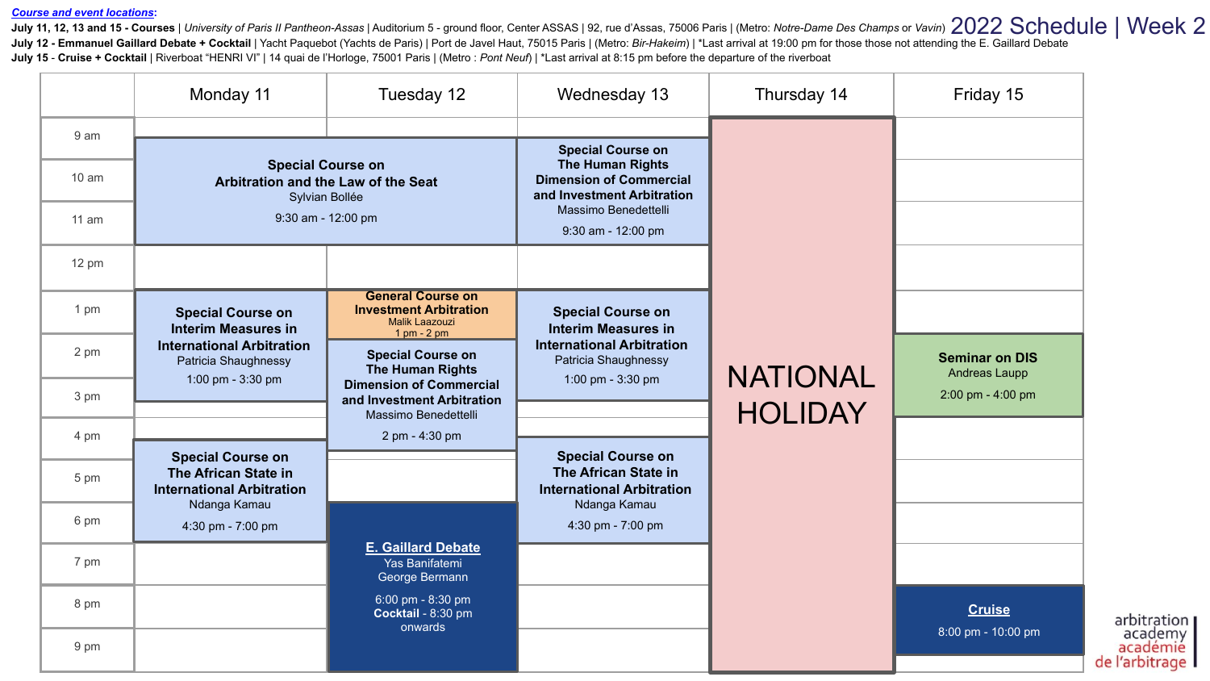# 2022 Schedule | Week 2

**Course and event locations:**

**July 11, 12, 13 and 15 - Courses** | *University of Paris II Pantheon-Assas* | Auditorium 5 - ground floor, Center ASSAS | 92, rue d'Assas, 75006 Paris | (Metro: *Notre-Dame Des Champs* or *Vavin*)

**July 12 - Emmanuel Gaillard Debate + Cocktail** | Yacht Paquebot (Yachts de Paris) | Port de Javel Haut, 75015 Paris | (Metro: *Bir-Hakeim*) | *Last arrival at 19:00 pm for those those not attending the E. Gaillard Debate

**July 15 - Cruise + Cocktail** | Riverboat "HENRI VI" | 14 quai de l'Horloge, 75001 Paris | (Metro : *Pont Neuf*) | *Last arrival at 8:15 pm before the departure of the riverboat

| | Monday 11 | Tuesday 12 | Wednesday 13 | Thursday 14 | Friday 15 |
|---|---|---|---|---|---|
| 9 am – 12 pm | **Special Course on Arbitration and the Law of the Seat**<br>Sylvian Bollée<br>9:30 am - 12:00 pm | (continued) | **Special Course on The Human Rights Dimension of Commercial and Investment Arbitration**<br>Massimo Benedettelli<br>9:30 am - 12:00 pm | NATIONAL HOLIDAY | |
| 1 pm – 3 pm | **Special Course on Interim Measures in International Arbitration**<br>Patricia Shaughnessy<br>1:00 pm - 3:30 pm | **General Course on Investment Arbitration**<br>Malik Laazouzi<br>1 pm - 2 pm<br><br>**Special Course on The Human Rights Dimension of Commercial and Investment Arbitration**<br>Massimo Benedettelli<br>2 pm - 4:30 pm | **Special Course on Interim Measures in International Arbitration**<br>Patricia Shaughnessy<br>1:00 pm - 3:30 pm | NATIONAL HOLIDAY | **Seminar on DIS**<br>Andreas Laupp<br>2:00 pm - 4:00 pm |
| 4 pm – 7 pm | **Special Course on The African State in International Arbitration**<br>Ndanga Kamau<br>4:30 pm - 7:00 pm | **E. Gaillard Debate**<br>Yas Banifatemi<br>George Bermann<br>6:00 pm - 8:30 pm<br>**Cocktail** - 8:30 pm onwards | **Special Course on The African State in International Arbitration**<br>Ndanga Kamau<br>4:30 pm - 7:00 pm | NATIONAL HOLIDAY | |
| 8 pm – 9 pm | | (continued) | | NATIONAL HOLIDAY | **Cruise**<br>8:00 pm - 10:00 pm |

arbitration academy
académie de l'arbitrage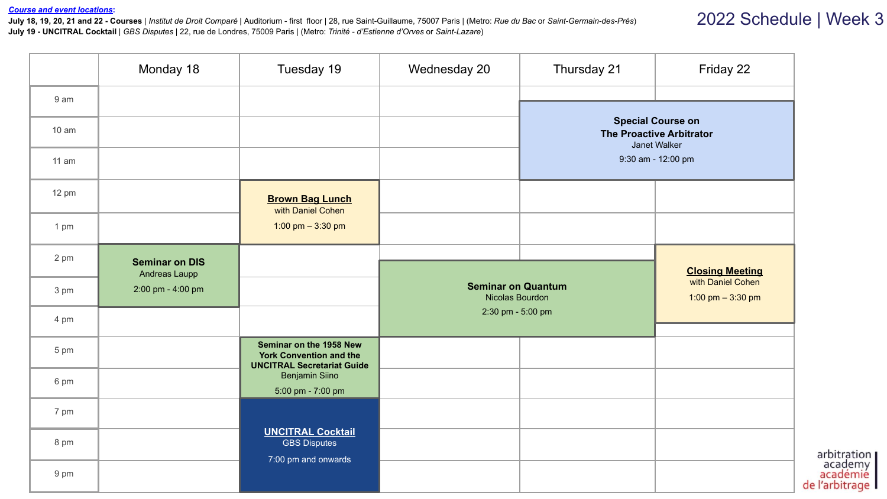# 2022 Schedule | Week 3

**Course and event locations:**

**July 18, 19, 20, 21 and 22 - Courses** | *Institut de Droit Comparé* | Auditorium - first floor | 28, rue Saint-Guillaume, 75007 Paris | (Metro: *Rue du Bac* or *Saint-Germain-des-Prés*)

**July 19 - UNCITRAL Cocktail** | *GBS Disputes* | 22, rue de Londres, 75009 Paris | (Metro: *Trinité - d'Estienne d'Orves* or *Saint-Lazare*)

| | Monday 18 | Tuesday 19 | Wednesday 20 | Thursday 21 | Friday 22 |
|---|---|---|---|---|---|
| 9 am | | | | **Special Course on The Proactive Arbitrator** Janet Walker 9:30 am - 12:00 pm | **Special Course on The Proactive Arbitrator** Janet Walker 9:30 am - 12:00 pm |
| 10 am | | | | | |
| 11 am | | | | | |
| 12 pm | | **Brown Bag Lunch** with Daniel Cohen 1:00 pm – 3:30 pm | | | |
| 1 pm | | | | | **Closing Meeting** with Daniel Cohen 1:00 pm – 3:30 pm |
| 2 pm | **Seminar on DIS** Andreas Laupp 2:00 pm - 4:00 pm | | **Seminar on Quantum** Nicolas Bourdon 2:30 pm - 5:00 pm | **Seminar on Quantum** Nicolas Bourdon 2:30 pm - 5:00 pm | |
| 3 pm | | | | | |
| 4 pm | | | | | |
| 5 pm | | **Seminar on the 1958 New York Convention and the UNCITRAL Secretariat Guide** Benjamin Siino 5:00 pm - 7:00 pm | | | |
| 6 pm | | | | | |
| 7 pm | | **UNCITRAL Cocktail** GBS Disputes 7:00 pm and onwards | | | |
| 8 pm | | | | | |
| 9 pm | | | | | |

arbitration academy
académie de l'arbitrage